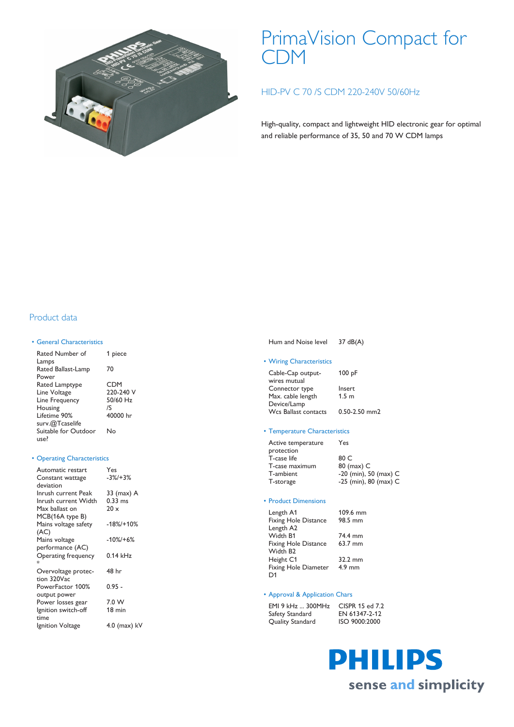# PrimaVision Compact for CDM

## HID-PV C 70 /S CDM 220-240V 50/60Hz

High-quality, compact and lightweight HID electronic gear for optimal and reliable performance of 35, 50 and 70 W CDM lamps

## Product data

### • General Characteristics

| | |
|---|---|
| Rated Number of Lamps | 1 piece |
| Rated Ballast-Lamp Power | 70 |
| Rated Lamptype | CDM |
| Line Voltage | 220-240 V |
| Line Frequency | 50/60 Hz |
| Housing | /S |
| Lifetime 90% surv.@Tcaselife | 40000 hr |
| Suitable for Outdoor use? | No |

### • Operating Characteristics

| | |
|---|---|
| Automatic restart | Yes |
| Constant wattage deviation | -3%/+3% |
| Inrush current Peak | 33 (max) A |
| Inrush current Width | 0.33 ms |
| Max ballast on MCB(16A type B) | 20 x |
| Mains voltage safety (AC) | -18%/+10% |
| Mains voltage performance (AC) | -10%/+6% |
| Operating frequency * | 0.14 kHz |
| Overvoltage protection 320Vac | 48 hr |
| PowerFactor 100% output power | 0.95 - |
| Power losses gear | 7.0 W |
| Ignition switch-off time | 18 min |
| Ignition Voltage | 4.0 (max) kV |
| Hum and Noise level | 37 dB(A) |

### • Wiring Characteristics

| | |
|---|---|
| Cable-Cap output-wires mutual | 100 pF |
| Connector type | Insert |
| Max. cable length Device/Lamp | 1.5 m |
| Wcs Ballast contacts | 0.50-2.50 mm2 |

### • Temperature Characteristics

| | |
|---|---|
| Active temperature protection | Yes |
| T-case life | 80 C |
| T-case maximum | 80 (max) C |
| T-ambient | -20 (min), 50 (max) C |
| T-storage | -25 (min), 80 (max) C |

### • Product Dimensions

| | |
|---|---|
| Length A1 | 109.6 mm |
| Fixing Hole Distance Length A2 | 98.5 mm |
| Width B1 | 74.4 mm |
| Fixing Hole Distance Width B2 | 63.7 mm |
| Height C1 | 32.2 mm |
| Fixing Hole Diameter D1 | 4.9 mm |

### • Approval & Application Chars

| | |
|---|---|
| EMI 9 kHz ... 300MHz | CISPR 15 ed 7.2 |
| Safety Standard | EN 61347-2-12 |
| Quality Standard | ISO 9000:2000 |

PHILIPS

sense and simplicity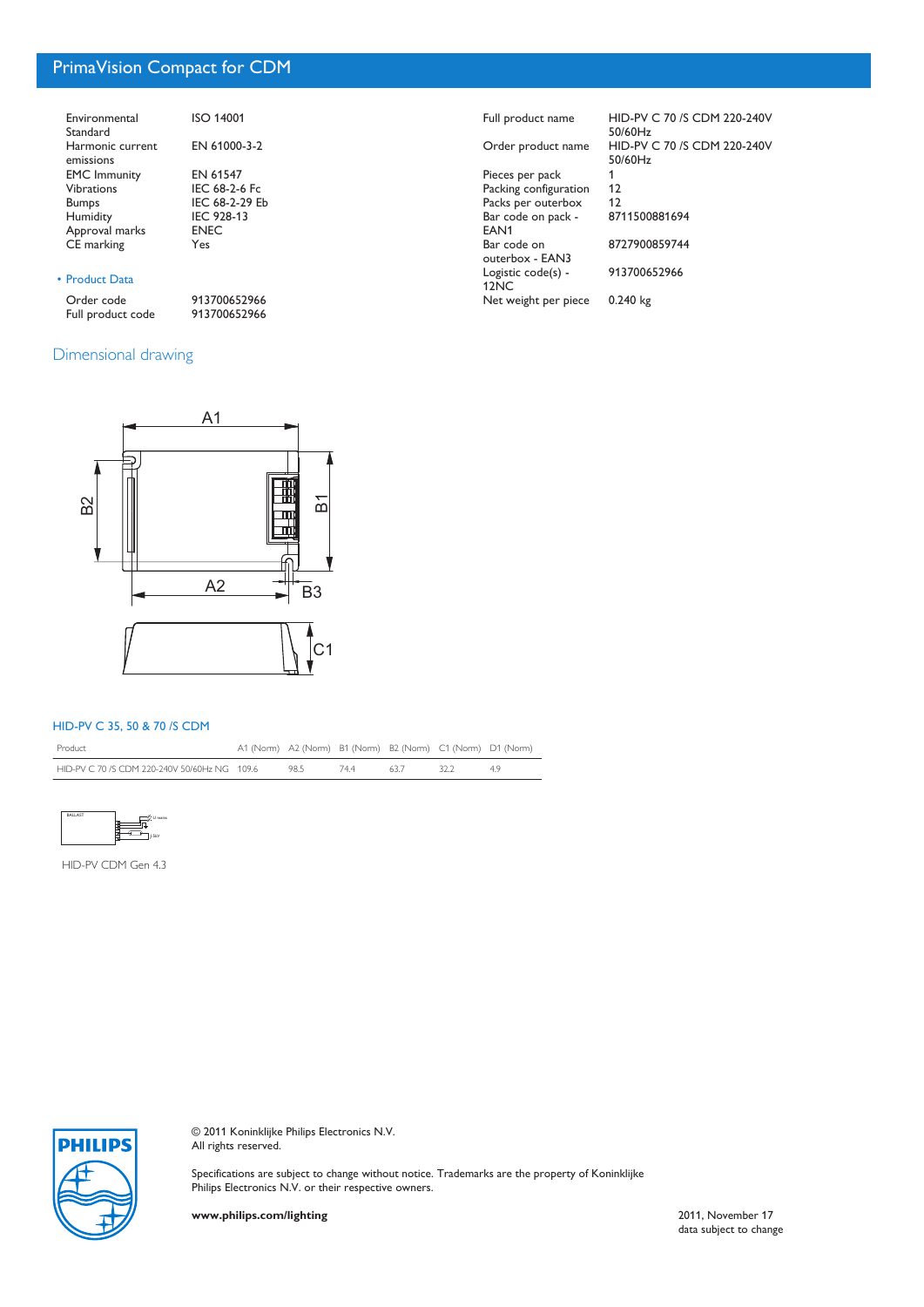## PrimaVision Compact for CDM

| | |
|---|---|
| Environmental Standard | ISO 14001 |
| Harmonic current emissions | EN 61000-3-2 |
| EMC Immunity | EN 61547 |
| Vibrations | IEC 68-2-6 Fc |
| Bumps | IEC 68-2-29 Eb |
| Humidity | IEC 928-13 |
| Approval marks | ENEC |
| CE marking | Yes |

• Product Data

| | |
|---|---|
| Order code | 913700652966 |
| Full product code | 913700652966 |
| Full product name | HID-PV C 70 /S CDM 220-240V 50/60Hz |
| Order product name | HID-PV C 70 /S CDM 220-240V 50/60Hz |
| Pieces per pack | 1 |
| Packing configuration | 12 |
| Packs per outerbox | 12 |
| Bar code on pack - EAN1 | 8711500881694 |
| Bar code on outerbox - EAN3 | 8727900859744 |
| Logistic code(s) - 12NC | 913700652966 |
| Net weight per piece | 0.240 kg |

### Dimensional drawing

A1
B2
B1
A2
B3
C1

#### HID-PV C 35, 50 & 70 /S CDM

| Product | A1 (Norm) | A2 (Norm) | B1 (Norm) | B2 (Norm) | C1 (Norm) | D1 (Norm) |
|---|---|---|---|---|---|---|
| HID-PV C 70 /S CDM 220-240V 50/60Hz NG | 109.6 | 98.5 | 74.4 | 63.7 | 32.2 | 4.9 |

BALLAST

HID-PV CDM Gen 4.3

© 2011 Koninklijke Philips Electronics N.V.
All rights reserved.

Specifications are subject to change without notice. Trademarks are the property of Koninklijke Philips Electronics N.V. or their respective owners.

**www.philips.com/lighting**

2011, November 17
data subject to change